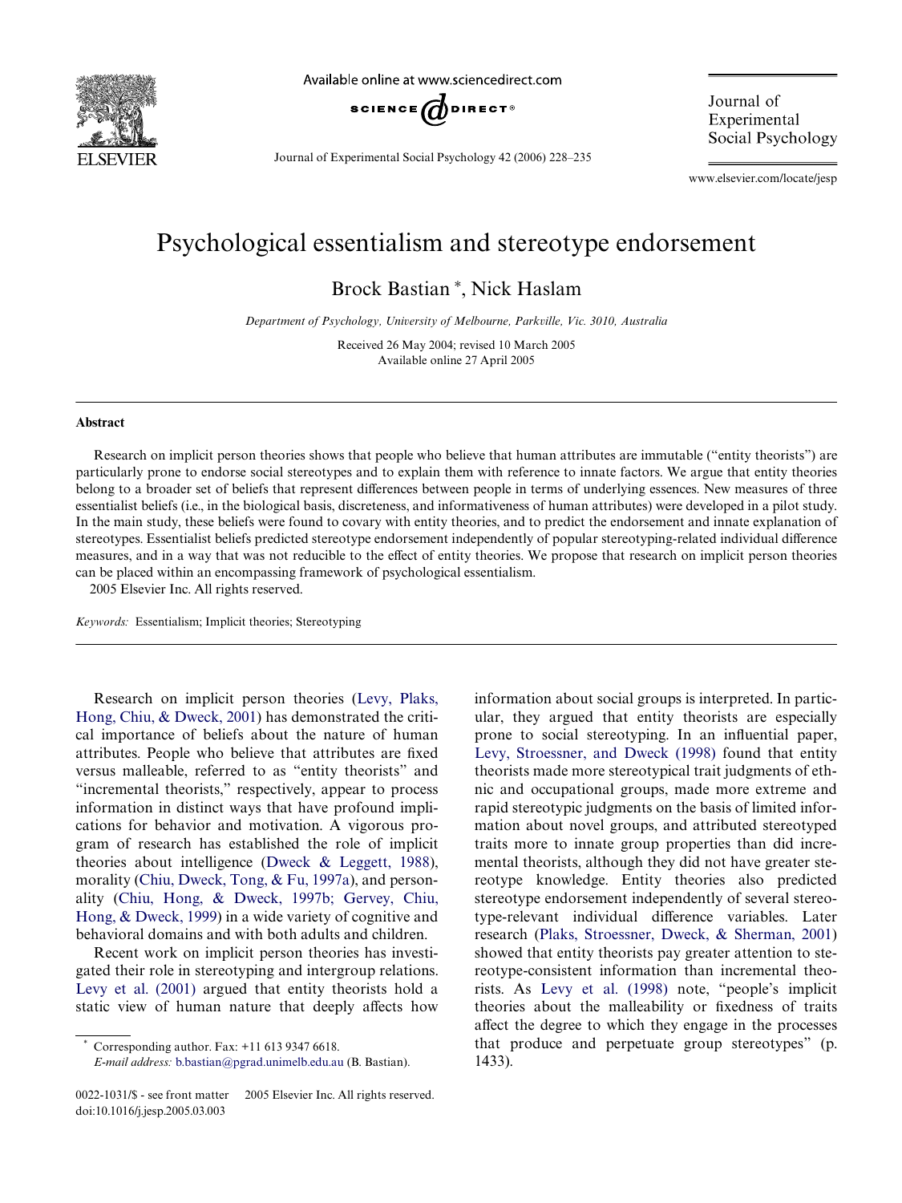# Psychological essentialism and stereotype endorsement

Brock Bastian *, Nick Haslam

*Department of Psychology, University of Melbourne, Parkville, Vic. 3010, Australia*

Received 26 May 2004; revised 10 March 2005
Available online 27 April 2005

## Abstract

Research on implicit person theories shows that people who believe that human attributes are immutable ("entity theorists") are particularly prone to endorse social stereotypes and to explain them with reference to innate factors. We argue that entity theories belong to a broader set of beliefs that represent differences between people in terms of underlying essences. New measures of three essentialist beliefs (i.e., in the biological basis, discreteness, and informativeness of human attributes) were developed in a pilot study. In the main study, these beliefs were found to covary with entity theories, and to predict the endorsement and innate explanation of stereotypes. Essentialist beliefs predicted stereotype endorsement independently of popular stereotyping-related individual difference measures, and in a way that was not reducible to the effect of entity theories. We propose that research on implicit person theories can be placed within an encompassing framework of psychological essentialism.

2005 Elsevier Inc. All rights reserved.

*Keywords:* Essentialism; Implicit theories; Stereotyping

Research on implicit person theories (Levy, Plaks, Hong, Chiu, & Dweck, 2001) has demonstrated the critical importance of beliefs about the nature of human attributes. People who believe that attributes are fixed versus malleable, referred to as "entity theorists" and "incremental theorists," respectively, appear to process information in distinct ways that have profound implications for behavior and motivation. A vigorous program of research has established the role of implicit theories about intelligence (Dweck & Leggett, 1988), morality (Chiu, Dweck, Tong, & Fu, 1997a), and personality (Chiu, Hong, & Dweck, 1997b; Gervey, Chiu, Hong, & Dweck, 1999) in a wide variety of cognitive and behavioral domains and with both adults and children.

Recent work on implicit person theories has investigated their role in stereotyping and intergroup relations. Levy et al. (2001) argued that entity theorists hold a static view of human nature that deeply affects how information about social groups is interpreted. In particular, they argued that entity theorists are especially prone to social stereotyping. In an influential paper, Levy, Stroessner, and Dweck (1998) found that entity theorists made more stereotypical trait judgments of ethnic and occupational groups, made more extreme and rapid stereotypic judgments on the basis of limited information about novel groups, and attributed stereotyped traits more to innate group properties than did incremental theorists, although they did not have greater stereotype knowledge. Entity theories also predicted stereotype endorsement independently of several stereotype-relevant individual difference variables. Later research (Plaks, Stroessner, Dweck, & Sherman, 2001) showed that entity theorists pay greater attention to stereotype-consistent information than incremental theorists. As Levy et al. (1998) note, "people's implicit theories about the malleability or fixedness of traits affect the degree to which they engage in the processes that produce and perpetuate group stereotypes" (p. 1433).

* Corresponding author. Fax: +11 613 9347 6618.
*E-mail address:* b.bastian@pgrad.unimelb.edu.au (B. Bastian).

0022-1031/$ - see front matter 2005 Elsevier Inc. All rights reserved.
doi:10.1016/j.jesp.2005.03.003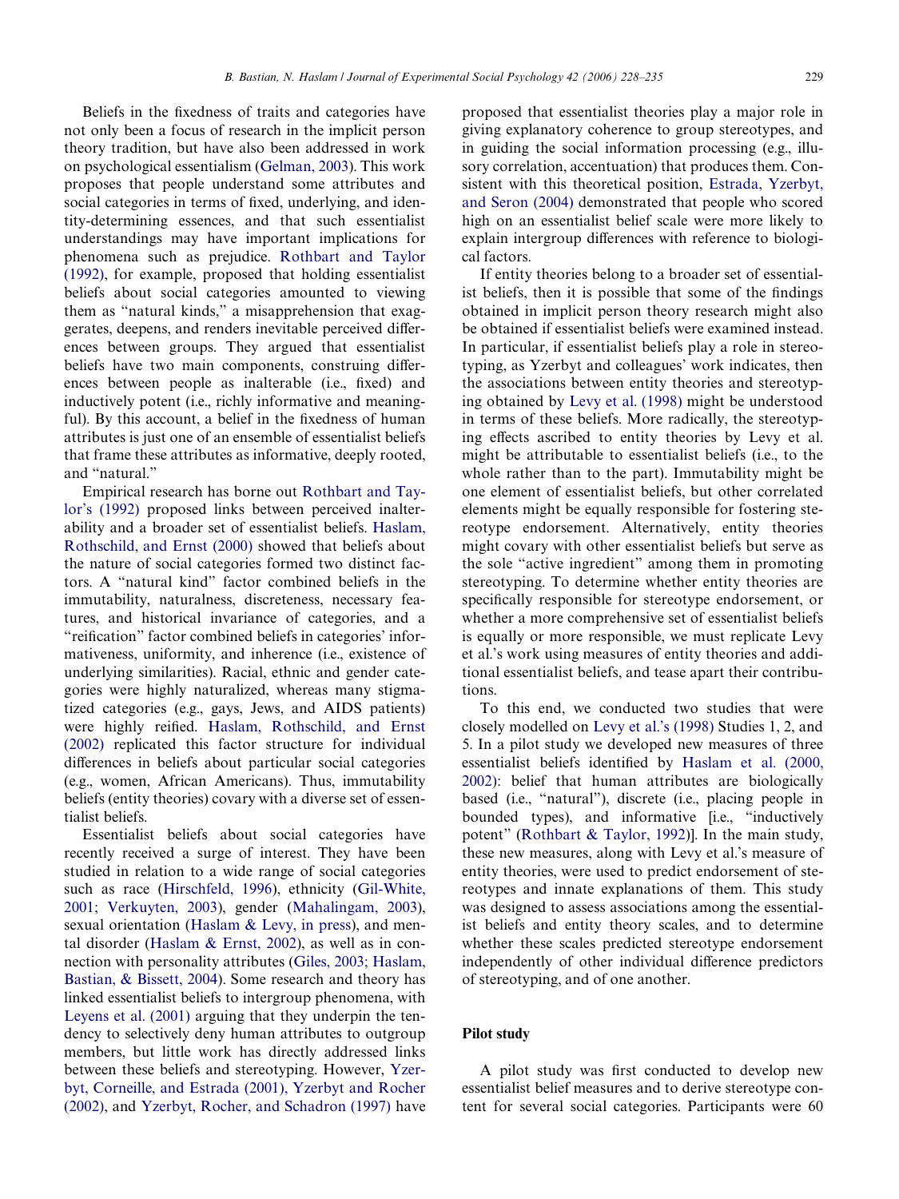Beliefs in the fixedness of traits and categories have not only been a focus of research in the implicit person theory tradition, but have also been addressed in work on psychological essentialism (Gelman, 2003). This work proposes that people understand some attributes and social categories in terms of fixed, underlying, and identity-determining essences, and that such essentialist understandings may have important implications for phenomena such as prejudice. Rothbart and Taylor (1992), for example, proposed that holding essentialist beliefs about social categories amounted to viewing them as "natural kinds," a misapprehension that exaggerates, deepens, and renders inevitable perceived differences between groups. They argued that essentialist beliefs have two main components, construing differences between people as inalterable (i.e., fixed) and inductively potent (i.e., richly informative and meaningful). By this account, a belief in the fixedness of human attributes is just one of an ensemble of essentialist beliefs that frame these attributes as informative, deeply rooted, and "natural."

Empirical research has borne out Rothbart and Taylor's (1992) proposed links between perceived inalterability and a broader set of essentialist beliefs. Haslam, Rothschild, and Ernst (2000) showed that beliefs about the nature of social categories formed two distinct factors. A "natural kind" factor combined beliefs in the immutability, naturalness, discreteness, necessary features, and historical invariance of categories, and a "reification" factor combined beliefs in categories' informativeness, uniformity, and inherence (i.e., existence of underlying similarities). Racial, ethnic and gender categories were highly naturalized, whereas many stigmatized categories (e.g., gays, Jews, and AIDS patients) were highly reified. Haslam, Rothschild, and Ernst (2002) replicated this factor structure for individual differences in beliefs about particular social categories (e.g., women, African Americans). Thus, immutability beliefs (entity theories) covary with a diverse set of essentialist beliefs.

Essentialist beliefs about social categories have recently received a surge of interest. They have been studied in relation to a wide range of social categories such as race (Hirschfeld, 1996), ethnicity (Gil-White, 2001; Verkuyten, 2003), gender (Mahalingam, 2003), sexual orientation (Haslam & Levy, in press), and mental disorder (Haslam & Ernst, 2002), as well as in connection with personality attributes (Giles, 2003; Haslam, Bastian, & Bissett, 2004). Some research and theory has linked essentialist beliefs to intergroup phenomena, with Leyens et al. (2001) arguing that they underpin the tendency to selectively deny human attributes to outgroup members, but little work has directly addressed links between these beliefs and stereotyping. However, Yzerbyt, Corneille, and Estrada (2001), Yzerbyt and Rocher (2002), and Yzerbyt, Rocher, and Schadron (1997) have proposed that essentialist theories play a major role in giving explanatory coherence to group stereotypes, and in guiding the social information processing (e.g., illusory correlation, accentuation) that produces them. Consistent with this theoretical position, Estrada, Yzerbyt, and Seron (2004) demonstrated that people who scored high on an essentialist belief scale were more likely to explain intergroup differences with reference to biological factors.

If entity theories belong to a broader set of essentialist beliefs, then it is possible that some of the findings obtained in implicit person theory research might also be obtained if essentialist beliefs were examined instead. In particular, if essentialist beliefs play a role in stereotyping, as Yzerbyt and colleagues' work indicates, then the associations between entity theories and stereotyping obtained by Levy et al. (1998) might be understood in terms of these beliefs. More radically, the stereotyping effects ascribed to entity theories by Levy et al. might be attributable to essentialist beliefs (i.e., to the whole rather than to the part). Immutability might be one element of essentialist beliefs, but other correlated elements might be equally responsible for fostering stereotype endorsement. Alternatively, entity theories might covary with other essentialist beliefs but serve as the sole "active ingredient" among them in promoting stereotyping. To determine whether entity theories are specifically responsible for stereotype endorsement, or whether a more comprehensive set of essentialist beliefs is equally or more responsible, we must replicate Levy et al.'s work using measures of entity theories and additional essentialist beliefs, and tease apart their contributions.

To this end, we conducted two studies that were closely modelled on Levy et al.'s (1998) Studies 1, 2, and 5. In a pilot study we developed new measures of three essentialist beliefs identified by Haslam et al. (2000, 2002): belief that human attributes are biologically based (i.e., "natural"), discrete (i.e., placing people in bounded types), and informative [i.e., "inductively potent" (Rothbart & Taylor, 1992)]. In the main study, these new measures, along with Levy et al.'s measure of entity theories, were used to predict endorsement of stereotypes and innate explanations of them. This study was designed to assess associations among the essentialist beliefs and entity theory scales, and to determine whether these scales predicted stereotype endorsement independently of other individual difference predictors of stereotyping, and of one another.

## Pilot study

A pilot study was first conducted to develop new essentialist belief measures and to derive stereotype content for several social categories. Participants were 60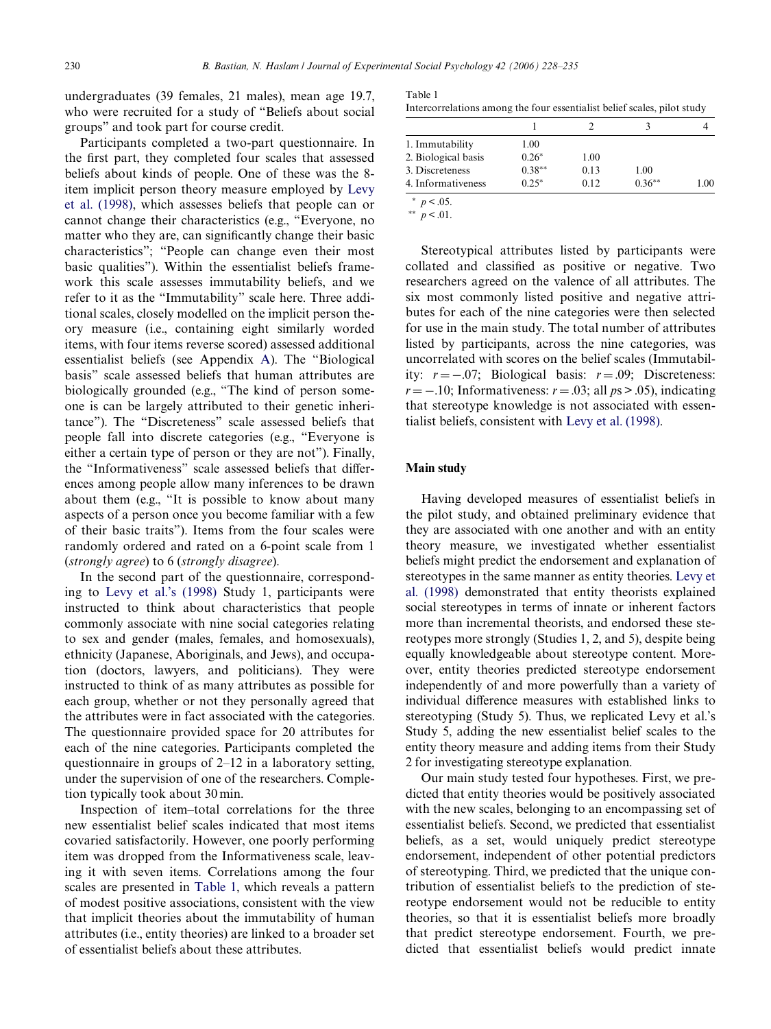undergraduates (39 females, 21 males), mean age 19.7, who were recruited for a study of "Beliefs about social groups" and took part for course credit.

Participants completed a two-part questionnaire. In the first part, they completed four scales that assessed beliefs about kinds of people. One of these was the 8-item implicit person theory measure employed by Levy et al. (1998), which assesses beliefs that people can or cannot change their characteristics (e.g., "Everyone, no matter who they are, can significantly change their basic characteristics"; "People can change even their most basic qualities"). Within the essentialist beliefs framework this scale assesses immutability beliefs, and we refer to it as the "Immutability" scale here. Three additional scales, closely modelled on the implicit person theory measure (i.e., containing eight similarly worded items, with four items reverse scored) assessed additional essentialist beliefs (see Appendix A). The "Biological basis" scale assessed beliefs that human attributes are biologically grounded (e.g., "The kind of person someone is can be largely attributed to their genetic inheritance"). The "Discreteness" scale assessed beliefs that people fall into discrete categories (e.g., "Everyone is either a certain type of person or they are not"). Finally, the "Informativeness" scale assessed beliefs that differences among people allow many inferences to be drawn about them (e.g., "It is possible to know about many aspects of a person once you become familiar with a few of their basic traits"). Items from the four scales were randomly ordered and rated on a 6-point scale from 1 (*strongly agree*) to 6 (*strongly disagree*).

In the second part of the questionnaire, corresponding to Levy et al.'s (1998) Study 1, participants were instructed to think about characteristics that people commonly associate with nine social categories relating to sex and gender (males, females, and homosexuals), ethnicity (Japanese, Aboriginals, and Jews), and occupation (doctors, lawyers, and politicians). They were instructed to think of as many attributes as possible for each group, whether or not they personally agreed that the attributes were in fact associated with the categories. The questionnaire provided space for 20 attributes for each of the nine categories. Participants completed the questionnaire in groups of 2–12 in a laboratory setting, under the supervision of one of the researchers. Completion typically took about 30 min.

Inspection of item–total correlations for the three new essentialist belief scales indicated that most items covaried satisfactorily. However, one poorly performing item was dropped from the Informativeness scale, leaving it with seven items. Correlations among the four scales are presented in Table 1, which reveals a pattern of modest positive associations, consistent with the view that implicit theories about the immutability of human attributes (i.e., entity theories) are linked to a broader set of essentialist beliefs about these attributes.

Table 1
Intercorrelations among the four essentialist belief scales, pilot study

| | 1 | 2 | 3 | 4 |
|---|---|---|---|---|
| 1. Immutability | 1.00 | | | |
| 2. Biological basis | 0.26* | 1.00 | | |
| 3. Discreteness | 0.38** | 0.13 | 1.00 | |
| 4. Informativeness | 0.25* | 0.12 | 0.36** | 1.00 |

\* $p < .05$.
\*\* $p < .01$.

Stereotypical attributes listed by participants were collated and classified as positive or negative. Two researchers agreed on the valence of all attributes. The six most commonly listed positive and negative attributes for each of the nine categories were then selected for use in the main study. The total number of attributes listed by participants, across the nine categories, was uncorrelated with scores on the belief scales (Immutability: $r = -.07$; Biological basis: $r = .09$; Discreteness: $r = -.10$; Informativeness: $r = .03$; all $ps > .05$), indicating that stereotype knowledge is not associated with essentialist beliefs, consistent with Levy et al. (1998).

## Main study

Having developed measures of essentialist beliefs in the pilot study, and obtained preliminary evidence that they are associated with one another and with an entity theory measure, we investigated whether essentialist beliefs might predict the endorsement and explanation of stereotypes in the same manner as entity theories. Levy et al. (1998) demonstrated that entity theorists explained social stereotypes in terms of innate or inherent factors more than incremental theorists, and endorsed these stereotypes more strongly (Studies 1, 2, and 5), despite being equally knowledgeable about stereotype content. Moreover, entity theories predicted stereotype endorsement independently of and more powerfully than a variety of individual difference measures with established links to stereotyping (Study 5). Thus, we replicated Levy et al.'s Study 5, adding the new essentialist belief scales to the entity theory measure and adding items from their Study 2 for investigating stereotype explanation.

Our main study tested four hypotheses. First, we predicted that entity theories would be positively associated with the new scales, belonging to an encompassing set of essentialist beliefs. Second, we predicted that essentialist beliefs, as a set, would uniquely predict stereotype endorsement, independent of other potential predictors of stereotyping. Third, we predicted that the unique contribution of essentialist beliefs to the prediction of stereotype endorsement would not be reducible to entity theories, so that it is essentialist beliefs more broadly that predict stereotype endorsement. Fourth, we predicted that essentialist beliefs would predict innate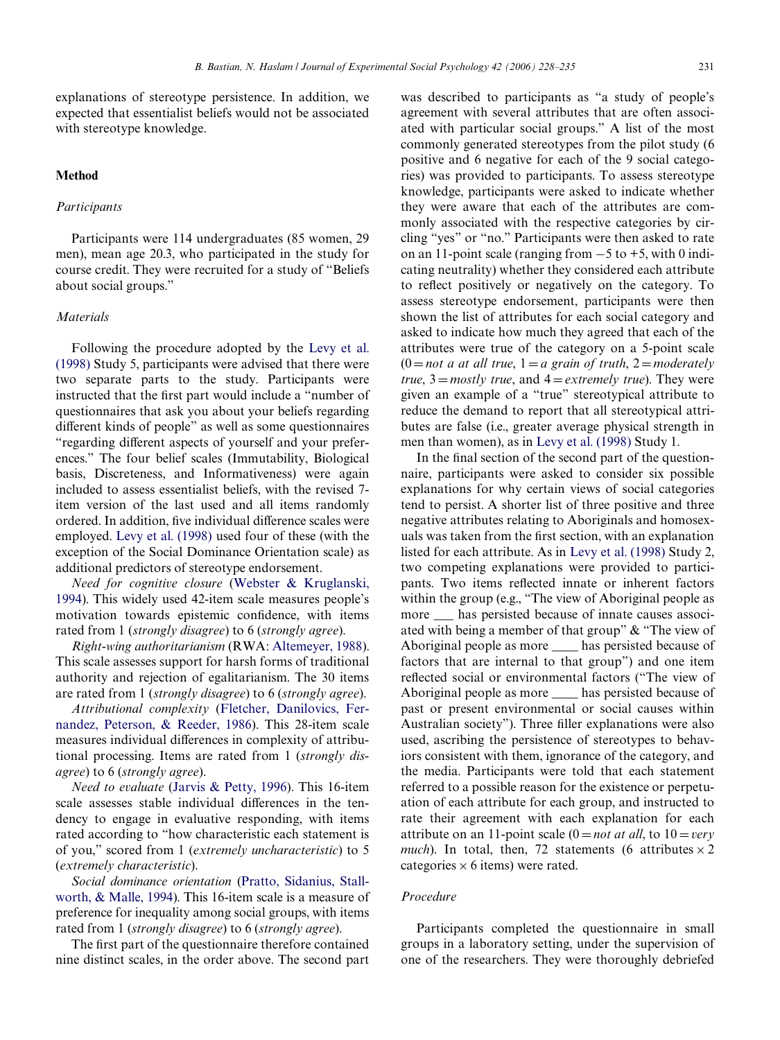explanations of stereotype persistence. In addition, we expected that essentialist beliefs would not be associated with stereotype knowledge.

## Method

### Participants

Participants were 114 undergraduates (85 women, 29 men), mean age 20.3, who participated in the study for course credit. They were recruited for a study of "Beliefs about social groups."

### Materials

Following the procedure adopted by the Levy et al. (1998) Study 5, participants were advised that there were two separate parts to the study. Participants were instructed that the first part would include a "number of questionnaires that ask you about your beliefs regarding different kinds of people" as well as some questionnaires "regarding different aspects of yourself and your preferences." The four belief scales (Immutability, Biological basis, Discreteness, and Informativeness) were again included to assess essentialist beliefs, with the revised 7-item version of the last used and all items randomly ordered. In addition, five individual difference scales were employed. Levy et al. (1998) used four of these (with the exception of the Social Dominance Orientation scale) as additional predictors of stereotype endorsement.

*Need for cognitive closure* (Webster & Kruglanski, 1994). This widely used 42-item scale measures people's motivation towards epistemic confidence, with items rated from 1 (*strongly disagree*) to 6 (*strongly agree*).

*Right-wing authoritarianism* (RWA: Altemeyer, 1988). This scale assesses support for harsh forms of traditional authority and rejection of egalitarianism. The 30 items are rated from 1 (*strongly disagree*) to 6 (*strongly agree*).

*Attributional complexity* (Fletcher, Danilovics, Fernandez, Peterson, & Reeder, 1986). This 28-item scale measures individual differences in complexity of attributional processing. Items are rated from 1 (*strongly disagree*) to 6 (*strongly agree*).

*Need to evaluate* (Jarvis & Petty, 1996). This 16-item scale assesses stable individual differences in the tendency to engage in evaluative responding, with items rated according to "how characteristic each statement is of you," scored from 1 (*extremely uncharacteristic*) to 5 (*extremely characteristic*).

*Social dominance orientation* (Pratto, Sidanius, Stallworth, & Malle, 1994). This 16-item scale is a measure of preference for inequality among social groups, with items rated from 1 (*strongly disagree*) to 6 (*strongly agree*).

The first part of the questionnaire therefore contained nine distinct scales, in the order above. The second part was described to participants as "a study of people's agreement with several attributes that are often associated with particular social groups." A list of the most commonly generated stereotypes from the pilot study (6 positive and 6 negative for each of the 9 social categories) was provided to participants. To assess stereotype knowledge, participants were asked to indicate whether they were aware that each of the attributes are commonly associated with the respective categories by circling "yes" or "no." Participants were then asked to rate on an 11-point scale (ranging from −5 to +5, with 0 indicating neutrality) whether they considered each attribute to reflect positively or negatively on the category. To assess stereotype endorsement, participants were then shown the list of attributes for each social category and asked to indicate how much they agreed that each of the attributes were true of the category on a 5-point scale (0 = *not a at all true*, 1 = *a grain of truth*, 2 = *moderately true*, 3 = *mostly true*, and 4 = *extremely true*). They were given an example of a "true" stereotypical attribute to reduce the demand to report that all stereotypical attributes are false (i.e., greater average physical strength in men than women), as in Levy et al. (1998) Study 1.

In the final section of the second part of the questionnaire, participants were asked to consider six possible explanations for why certain views of social categories tend to persist. A shorter list of three positive and three negative attributes relating to Aboriginals and homosexuals was taken from the first section, with an explanation listed for each attribute. As in Levy et al. (1998) Study 2, two competing explanations were provided to participants. Two items reflected innate or inherent factors within the group (e.g., "The view of Aboriginal people as more ___ has persisted because of innate causes associated with being a member of that group" & "The view of Aboriginal people as more ____ has persisted because of factors that are internal to that group") and one item reflected social or environmental factors ("The view of Aboriginal people as more ____ has persisted because of past or present environmental or social causes within Australian society"). Three filler explanations were also used, ascribing the persistence of stereotypes to behaviors consistent with them, ignorance of the category, and the media. Participants were told that each statement referred to a possible reason for the existence or perpetuation of each attribute for each group, and instructed to rate their agreement with each explanation for each attribute on an 11-point scale (0 = *not at all*, to 10 = *very much*). In total, then, 72 statements (6 attributes × 2 categories × 6 items) were rated.

### Procedure

Participants completed the questionnaire in small groups in a laboratory setting, under the supervision of one of the researchers. They were thoroughly debriefed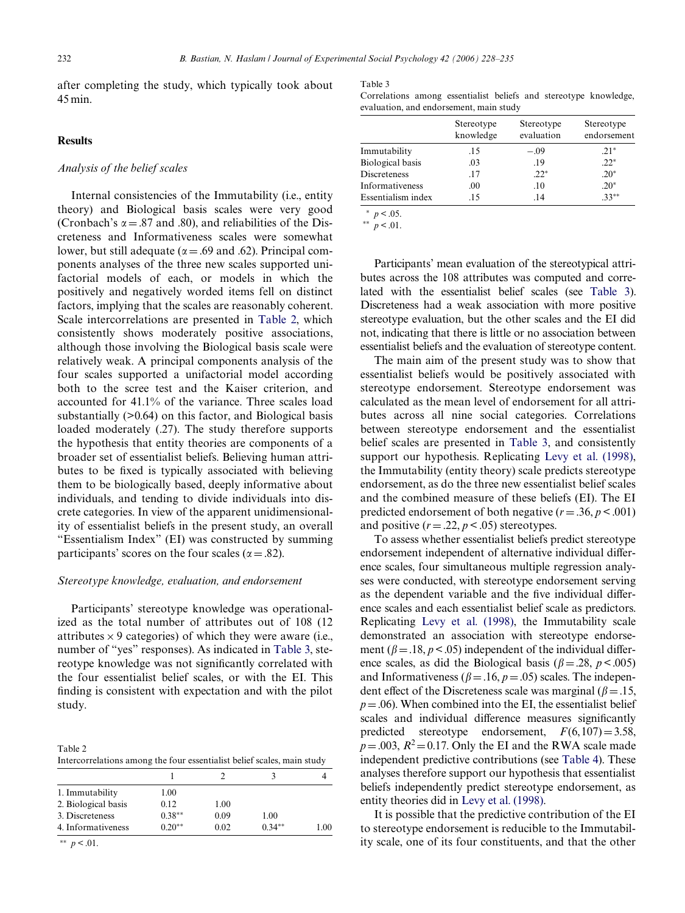after completing the study, which typically took about 45 min.

## Results

### *Analysis of the belief scales*

Internal consistencies of the Immutability (i.e., entity theory) and Biological basis scales were very good (Cronbach's $\alpha = .87$ and .80), and reliabilities of the Discreteness and Informativeness scales were somewhat lower, but still adequate ($\alpha = .69$ and .62). Principal components analyses of the three new scales supported unifactorial models of each, or models in which the positively and negatively worded items fell on distinct factors, implying that the scales are reasonably coherent. Scale intercorrelations are presented in Table 2, which consistently shows moderately positive associations, although those involving the Biological basis scale were relatively weak. A principal components analysis of the four scales supported a unifactorial model according both to the scree test and the Kaiser criterion, and accounted for 41.1% of the variance. Three scales load substantially (>0.64) on this factor, and Biological basis loaded moderately (.27). The study therefore supports the hypothesis that entity theories are components of a broader set of essentialist beliefs. Believing human attributes to be fixed is typically associated with believing them to be biologically based, deeply informative about individuals, and tending to divide individuals into discrete categories. In view of the apparent unidimensionality of essentialist beliefs in the present study, an overall "Essentialism Index" (EI) was constructed by summing participants' scores on the four scales ($\alpha = .82$).

### *Stereotype knowledge, evaluation, and endorsement*

Participants' stereotype knowledge was operationalized as the total number of attributes out of 108 (12 attributes × 9 categories) of which they were aware (i.e., number of "yes" responses). As indicated in Table 3, stereotype knowledge was not significantly correlated with the four essentialist belief scales, or with the EI. This finding is consistent with expectation and with the pilot study.

Table 2
Intercorrelations among the four essentialist belief scales, main study

| | 1 | 2 | 3 | 4 |
|---|---|---|---|---|
| 1. Immutability | 1.00 | | | |
| 2. Biological basis | 0.12 | 1.00 | | |
| 3. Discreteness | 0.38** | 0.09 | 1.00 | |
| 4. Informativeness | 0.20** | 0.02 | 0.34** | 1.00 |

** $p < .01$.

Table 3
Correlations among essentialist beliefs and stereotype knowledge, evaluation, and endorsement, main study

| | Stereotype knowledge | Stereotype evaluation | Stereotype endorsement |
|---|---|---|---|
| Immutability | .15 | −.09 | .21* |
| Biological basis | .03 | .19 | .22* |
| Discreteness | .17 | .22* | .20* |
| Informativeness | .00 | .10 | .20* |
| Essentialism index | .15 | .14 | .33** |

* $p < .05$.
** $p < .01$.

Participants' mean evaluation of the stereotypical attributes across the 108 attributes was computed and correlated with the essentialist belief scales (see Table 3). Discreteness had a weak association with more positive stereotype evaluation, but the other scales and the EI did not, indicating that there is little or no association between essentialist beliefs and the evaluation of stereotype content.

The main aim of the present study was to show that essentialist beliefs would be positively associated with stereotype endorsement. Stereotype endorsement was calculated as the mean level of endorsement for all attributes across all nine social categories. Correlations between stereotype endorsement and the essentialist belief scales are presented in Table 3, and consistently support our hypothesis. Replicating Levy et al. (1998), the Immutability (entity theory) scale predicts stereotype endorsement, as do the three new essentialist belief scales and the combined measure of these beliefs (EI). The EI predicted endorsement of both negative ($r = .36$, $p < .001$) and positive ($r = .22$, $p < .05$) stereotypes.

To assess whether essentialist beliefs predict stereotype endorsement independent of alternative individual difference scales, four simultaneous multiple regression analyses were conducted, with stereotype endorsement serving as the dependent variable and the five individual difference scales and each essentialist belief scale as predictors. Replicating Levy et al. (1998), the Immutability scale demonstrated an association with stereotype endorsement ($\beta = .18$, $p < .05$) independent of the individual difference scales, as did the Biological basis ($\beta = .28$, $p < .005$) and Informativeness ($\beta = .16$, $p = .05$) scales. The independent effect of the Discreteness scale was marginal ($\beta = .15$, $p = .06$). When combined into the EI, the essentialist belief scales and individual difference measures significantly predicted stereotype endorsement, $F(6, 107) = 3.58$, $p = .003$, $R^2 = 0.17$. Only the EI and the RWA scale made independent predictive contributions (see Table 4). These analyses therefore support our hypothesis that essentialist beliefs independently predict stereotype endorsement, as entity theories did in Levy et al. (1998).

It is possible that the predictive contribution of the EI to stereotype endorsement is reducible to the Immutability scale, one of its four constituents, and that the other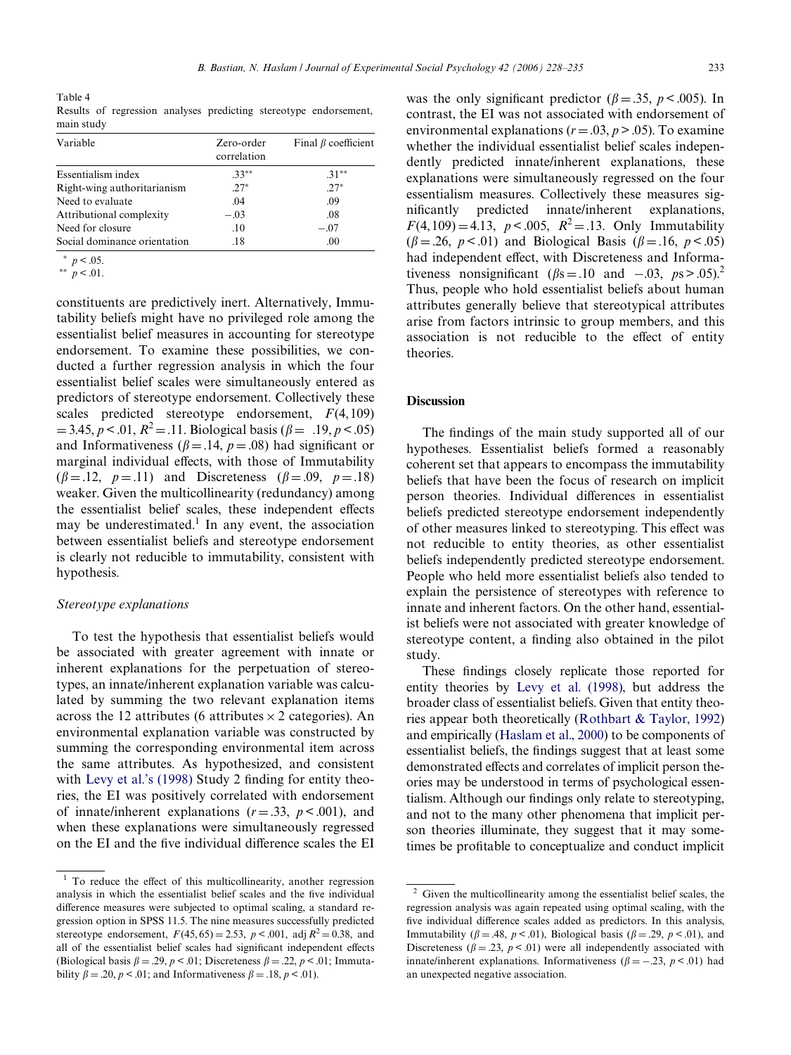Table 4
Results of regression analyses predicting stereotype endorsement, main study

| Variable | Zero-order correlation | Final β coefficient |
|---|---|---|
| Essentialism index | .33** | .31** |
| Right-wing authoritarianism | .27* | .27* |
| Need to evaluate | .04 | .09 |
| Attributional complexity | −.03 | .08 |
| Need for closure | .10 | −.07 |
| Social dominance orientation | .18 | .00 |

\* $p < .05$.
\*\* $p < .01$.

constituents are predictively inert. Alternatively, Immutability beliefs might have no privileged role among the essentialist belief measures in accounting for stereotype endorsement. To examine these possibilities, we conducted a further regression analysis in which the four essentialist belief scales were simultaneously entered as predictors of stereotype endorsement. Collectively these scales predicted stereotype endorsement, $F(4,109) = 3.45, p < .01, R^2 = .11$. Biological basis ($\beta = .19, p < .05$) and Informativeness ($\beta = .14, p = .08$) had significant or marginal individual effects, with those of Immutability ($\beta = .12, p = .11$) and Discreteness ($\beta = .09, p = .18$) weaker. Given the multicollinearity (redundancy) among the essentialist belief scales, these independent effects may be underestimated.[1] In any event, the association between essentialist beliefs and stereotype endorsement is clearly not reducible to immutability, consistent with hypothesis.

### Stereotype explanations

To test the hypothesis that essentialist beliefs would be associated with greater agreement with innate or inherent explanations for the perpetuation of stereotypes, an innate/inherent explanation variable was calculated by summing the two relevant explanation items across the 12 attributes (6 attributes × 2 categories). An environmental explanation variable was constructed by summing the corresponding environmental item across the same attributes. As hypothesized, and consistent with Levy et al.'s (1998) Study 2 finding for entity theories, the EI was positively correlated with endorsement of innate/inherent explanations ($r = .33, p < .001$), and when these explanations were simultaneously regressed on the EI and the five individual difference scales the EI was the only significant predictor ($\beta = .35, p < .005$). In contrast, the EI was not associated with endorsement of environmental explanations ($r = .03, p > .05$). To examine whether the individual essentialist belief scales independently predicted innate/inherent explanations, these explanations were simultaneously regressed on the four essentialism measures. Collectively these measures significantly predicted innate/inherent explanations, $F(4,109) = 4.13, p < .005, R^2 = .13$. Only Immutability ($\beta = .26, p < .01$) and Biological Basis ($\beta = .16, p < .05$) had independent effect, with Discreteness and Informativeness nonsignificant ($\beta\text{s} = .10$ and $-.03$, $p\text{s} > .05$).[2] Thus, people who hold essentialist beliefs about human attributes generally believe that stereotypical attributes arise from factors intrinsic to group members, and this association is not reducible to the effect of entity theories.

## Discussion

The findings of the main study supported all of our hypotheses. Essentialist beliefs formed a reasonably coherent set that appears to encompass the immutability beliefs that have been the focus of research on implicit person theories. Individual differences in essentialist beliefs predicted stereotype endorsement independently of other measures linked to stereotyping. This effect was not reducible to entity theories, as other essentialist beliefs independently predicted stereotype endorsement. People who held more essentialist beliefs also tended to explain the persistence of stereotypes with reference to innate and inherent factors. On the other hand, essentialist beliefs were not associated with greater knowledge of stereotype content, a finding also obtained in the pilot study.

These findings closely replicate those reported for entity theories by Levy et al. (1998), but address the broader class of essentialist beliefs. Given that entity theories appear both theoretically (Rothbart & Taylor, 1992) and empirically (Haslam et al., 2000) to be components of essentialist beliefs, the findings suggest that at least some demonstrated effects and correlates of implicit person theories may be understood in terms of psychological essentialism. Although our findings only relate to stereotyping, and not to the many other phenomena that implicit person theories illuminate, they suggest that it may sometimes be profitable to conceptualize and conduct implicit

---

[1] To reduce the effect of this multicollinearity, another regression analysis in which the essentialist belief scales and the five individual difference measures were subjected to optimal scaling, a standard regression option in SPSS 11.5. The nine measures successfully predicted stereotype endorsement, $F(45,65) = 2.53$, $p < .001$, adj $R^2 = 0.38$, and all of the essentialist belief scales had significant independent effects (Biological basis $\beta = .29$, $p < .01$; Discreteness $\beta = .22$, $p < .01$; Immutability $\beta = .20$, $p < .01$; and Informativeness $\beta = .18$, $p < .01$).

[2] Given the multicollinearity among the essentialist belief scales, the regression analysis was again repeated using optimal scaling, with the five individual difference scales added as predictors. In this analysis, Immutability ($\beta = .48$, $p < .01$), Biological basis ($\beta = .29$, $p < .01$), and Discreteness ($\beta = .23$, $p < .01$) were all independently associated with innate/inherent explanations. Informativeness ($\beta = -.23$, $p < .01$) had an unexpected negative association.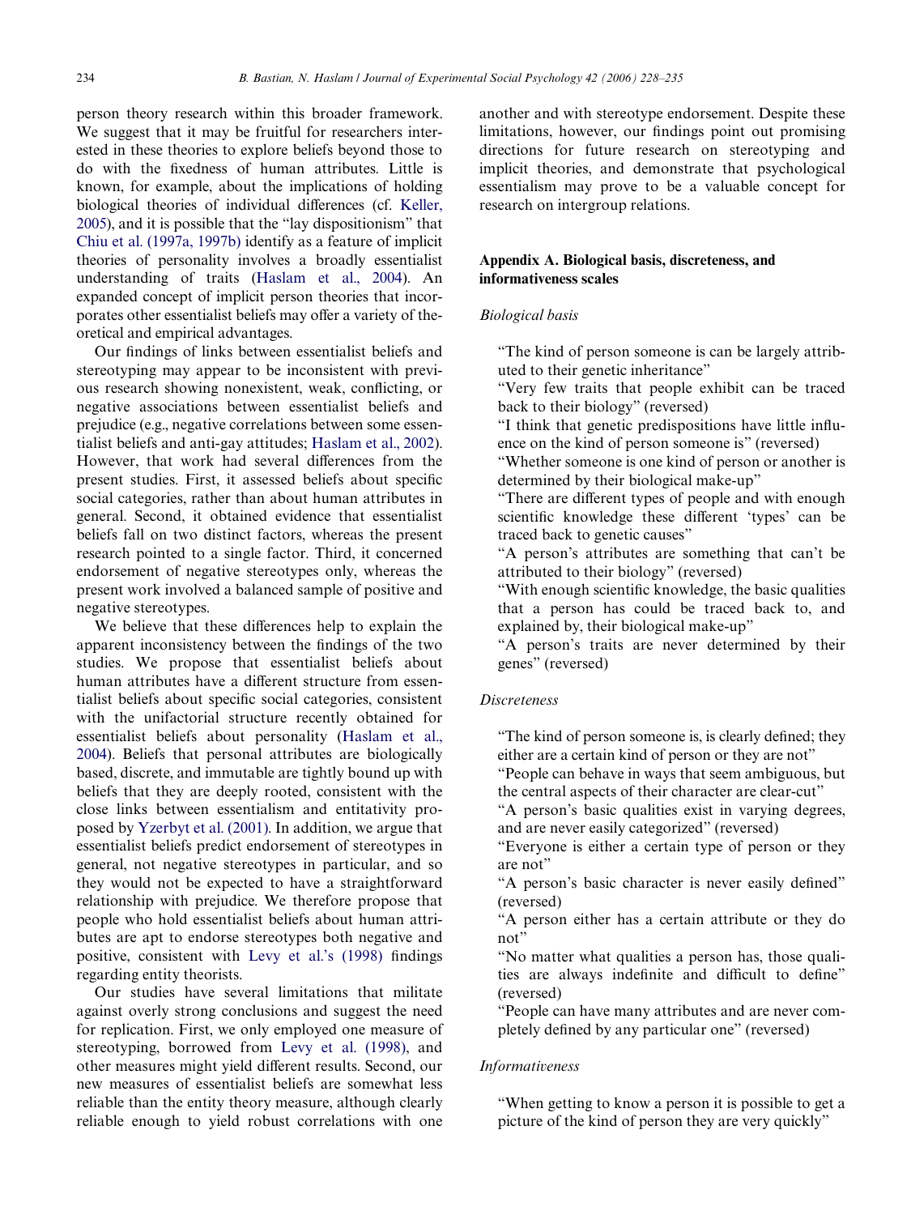person theory research within this broader framework. We suggest that it may be fruitful for researchers interested in these theories to explore beliefs beyond those to do with the fixedness of human attributes. Little is known, for example, about the implications of holding biological theories of individual differences (cf. Keller, 2005), and it is possible that the "lay dispositionism" that Chiu et al. (1997a, 1997b) identify as a feature of implicit theories of personality involves a broadly essentialist understanding of traits (Haslam et al., 2004). An expanded concept of implicit person theories that incorporates other essentialist beliefs may offer a variety of theoretical and empirical advantages.

Our findings of links between essentialist beliefs and stereotyping may appear to be inconsistent with previous research showing nonexistent, weak, conflicting, or negative associations between essentialist beliefs and prejudice (e.g., negative correlations between some essentialist beliefs and anti-gay attitudes; Haslam et al., 2002). However, that work had several differences from the present studies. First, it assessed beliefs about specific social categories, rather than about human attributes in general. Second, it obtained evidence that essentialist beliefs fall on two distinct factors, whereas the present research pointed to a single factor. Third, it concerned endorsement of negative stereotypes only, whereas the present work involved a balanced sample of positive and negative stereotypes.

We believe that these differences help to explain the apparent inconsistency between the findings of the two studies. We propose that essentialist beliefs about human attributes have a different structure from essentialist beliefs about specific social categories, consistent with the unifactorial structure recently obtained for essentialist beliefs about personality (Haslam et al., 2004). Beliefs that personal attributes are biologically based, discrete, and immutable are tightly bound up with beliefs that they are deeply rooted, consistent with the close links between essentialism and entitativity proposed by Yzerbyt et al. (2001). In addition, we argue that essentialist beliefs predict endorsement of stereotypes in general, not negative stereotypes in particular, and so they would not be expected to have a straightforward relationship with prejudice. We therefore propose that people who hold essentialist beliefs about human attributes are apt to endorse stereotypes both negative and positive, consistent with Levy et al.'s (1998) findings regarding entity theorists.

Our studies have several limitations that militate against overly strong conclusions and suggest the need for replication. First, we only employed one measure of stereotyping, borrowed from Levy et al. (1998), and other measures might yield different results. Second, our new measures of essentialist beliefs are somewhat less reliable than the entity theory measure, although clearly reliable enough to yield robust correlations with one another and with stereotype endorsement. Despite these limitations, however, our findings point out promising directions for future research on stereotyping and implicit theories, and demonstrate that psychological essentialism may prove to be a valuable concept for research on intergroup relations.

## Appendix A. Biological basis, discreteness, and informativeness scales

### *Biological basis*

"The kind of person someone is can be largely attributed to their genetic inheritance"

"Very few traits that people exhibit can be traced back to their biology" (reversed)

"I think that genetic predispositions have little influence on the kind of person someone is" (reversed)

"Whether someone is one kind of person or another is determined by their biological make-up"

"There are different types of people and with enough scientific knowledge these different 'types' can be traced back to genetic causes"

"A person's attributes are something that can't be attributed to their biology" (reversed)

"With enough scientific knowledge, the basic qualities that a person has could be traced back to, and explained by, their biological make-up"

"A person's traits are never determined by their genes" (reversed)

### *Discreteness*

"The kind of person someone is, is clearly defined; they either are a certain kind of person or they are not"

"People can behave in ways that seem ambiguous, but the central aspects of their character are clear-cut"

"A person's basic qualities exist in varying degrees, and are never easily categorized" (reversed)

"Everyone is either a certain type of person or they are not"

"A person's basic character is never easily defined" (reversed)

"A person either has a certain attribute or they do not"

"No matter what qualities a person has, those qualities are always indefinite and difficult to define" (reversed)

"People can have many attributes and are never completely defined by any particular one" (reversed)

### *Informativeness*

"When getting to know a person it is possible to get a picture of the kind of person they are very quickly"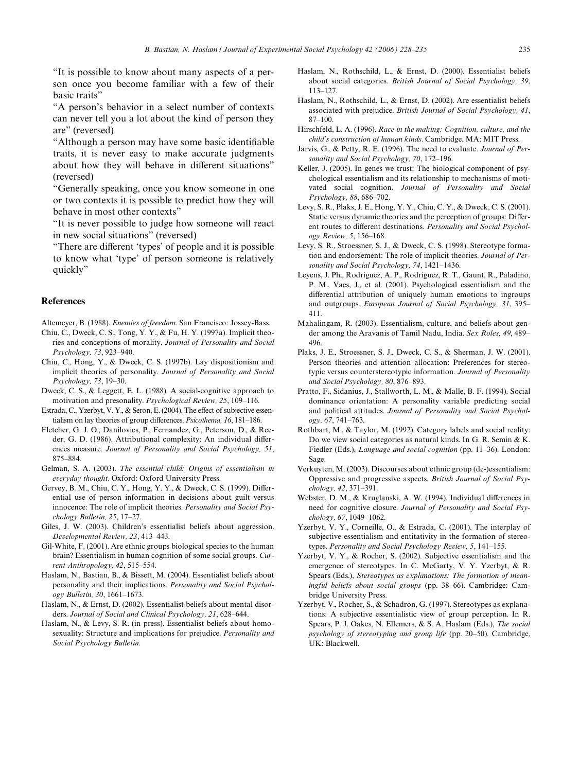"It is possible to know about many aspects of a person once you become familiar with a few of their basic traits"

"A person's behavior in a select number of contexts can never tell you a lot about the kind of person they are" (reversed)

"Although a person may have some basic identifiable traits, it is never easy to make accurate judgments about how they will behave in different situations" (reversed)

"Generally speaking, once you know someone in one or two contexts it is possible to predict how they will behave in most other contexts"

"It is never possible to judge how someone will react in new social situations" (reversed)

"There are different 'types' of people and it is possible to know what 'type' of person someone is relatively quickly"

## References

Altemeyer, B. (1988). *Enemies of freedom*. San Francisco: Jossey-Bass.

Chiu, C., Dweck, C. S., Tong, Y. Y., & Fu, H. Y. (1997a). Implicit theories and conceptions of morality. *Journal of Personality and Social Psychology, 73*, 923–940.

Chiu, C., Hong, Y., & Dweck, C. S. (1997b). Lay dispositionism and implicit theories of personality. *Journal of Personality and Social Psychology, 73*, 19–30.

Dweck, C. S., & Leggett, E. L. (1988). A social-cognitive approach to motivation and presonality. *Psychological Review, 25*, 109–116.

Estrada, C., Yzerbyt, V. Y., & Seron, E. (2004). The effect of subjective essentialism on lay theories of group differences. *Psicothema, 16*, 181–186.

Fletcher, G. J. O., Danilovics, P., Fernandez, G., Peterson, D., & Reeder, G. D. (1986). Attributional complexity: An individual differences measure. *Journal of Personality and Social Psychology, 51*, 875–884.

Gelman, S. A. (2003). *The essential child: Origins of essentialism in everyday thought*. Oxford: Oxford University Press.

Gervey, B. M., Chiu, C. Y., Hong, Y. Y., & Dweck, C. S. (1999). Differential use of person information in decisions about guilt versus innocence: The role of implicit theories. *Personality and Social Psychology Bulletin, 25*, 17–27.

Giles, J. W. (2003). Children's essentialist beliefs about aggression. *Developmental Review, 23*, 413–443.

Gil-White, F. (2001). Are ethnic groups biological species to the human brain? Essentialism in human cognition of some social groups. *Current Anthropology, 42*, 515–554.

Haslam, N., Bastian, B., & Bissett, M. (2004). Essentialist beliefs about personality and their implications. *Personality and Social Psychology Bulletin, 30*, 1661–1673.

Haslam, N., & Ernst, D. (2002). Essentialist beliefs about mental disorders. *Journal of Social and Clinical Psychology, 21*, 628–644.

Haslam, N., & Levy, S. R. (in press). Essentialist beliefs about homosexuality: Structure and implications for prejudice. *Personality and Social Psychology Bulletin*.

Haslam, N., Rothschild, L., & Ernst, D. (2000). Essentialist beliefs about social categories. *British Journal of Social Psychology, 39*, 113–127.

Haslam, N., Rothschild, L., & Ernst, D. (2002). Are essentialist beliefs associated with prejudice. *British Journal of Social Psychology, 41*, 87–100.

Hirschfeld, L. A. (1996). *Race in the making: Cognition, culture, and the child's construction of human kinds*. Cambridge, MA: MIT Press.

Jarvis, G., & Petty, R. E. (1996). The need to evaluate. *Journal of Personality and Social Psychology, 70*, 172–196.

Keller, J. (2005). In genes we trust: The biological component of psychological essentialism and its relationship to mechanisms of motivated social cognition. *Journal of Personality and Social Psychology, 88*, 686–702.

Levy, S. R., Plaks, J. E., Hong, Y. Y., Chiu, C. Y., & Dweck, C. S. (2001). Static versus dynamic theories and the perception of groups: Different routes to different destinations. *Personality and Social Psychology Review, 5*, 156–168.

Levy, S. R., Stroessner, S. J., & Dweck, C. S. (1998). Stereotype formation and endorsement: The role of implicit theories. *Journal of Personality and Social Psychology, 74*, 1421–1436.

Leyens, J. Ph., Rodriguez, A. P., Rodriguez, R. T., Gaunt, R., Paladino, P. M., Vaes, J., et al. (2001). Psychological essentialism and the differential attribution of uniquely human emotions to ingroups and outgroups. *European Journal of Social Psychology, 31*, 395–411.

Mahalingam, R. (2003). Essentialism, culture, and beliefs about gender among the Aravanis of Tamil Nadu, India. *Sex Roles, 49*, 489–496.

Plaks, J. E., Stroessner, S. J., Dweck, C. S., & Sherman, J. W. (2001). Person theories and attention allocation: Preferences for stereotypic versus counterstereotypic information. *Journal of Personality and Social Psychology, 80*, 876–893.

Pratto, F., Sidanius, J., Stallworth, L. M., & Malle, B. F. (1994). Social dominance orientation: A personality variable predicting social and political attitudes. *Journal of Personality and Social Psychology, 67*, 741–763.

Rothbart, M., & Taylor, M. (1992). Category labels and social reality: Do we view social categories as natural kinds. In G. R. Semin & K. Fiedler (Eds.), *Language and social cognition* (pp. 11–36). London: Sage.

Verkuyten, M. (2003). Discourses about ethnic group (de-)essentialism: Oppressive and progressive aspects. *British Journal of Social Psychology, 42*, 371–391.

Webster, D. M., & Kruglanski, A. W. (1994). Individual differences in need for cognitive closure. *Journal of Personality and Social Psychology, 67*, 1049–1062.

Yzerbyt, V. Y., Corneille, O., & Estrada, C. (2001). The interplay of subjective essentialism and entitativity in the formation of stereotypes. *Personality and Social Psychology Review, 5*, 141–155.

Yzerbyt, V. Y., & Rocher, S. (2002). Subjective essentialism and the emergence of stereotypes. In C. McGarty, V. Y. Yzerbyt, & R. Spears (Eds.), *Stereotypes as explanations: The formation of meaningful beliefs about social groups* (pp. 38–66). Cambridge: Cambridge University Press.

Yzerbyt, V., Rocher, S., & Schadron, G. (1997). Stereotypes as explanations: A subjective essentialistic view of group perception. In R. Spears, P. J. Oakes, N. Ellemers, & S. A. Haslam (Eds.), *The social psychology of stereotyping and group life* (pp. 20–50). Cambridge, UK: Blackwell.